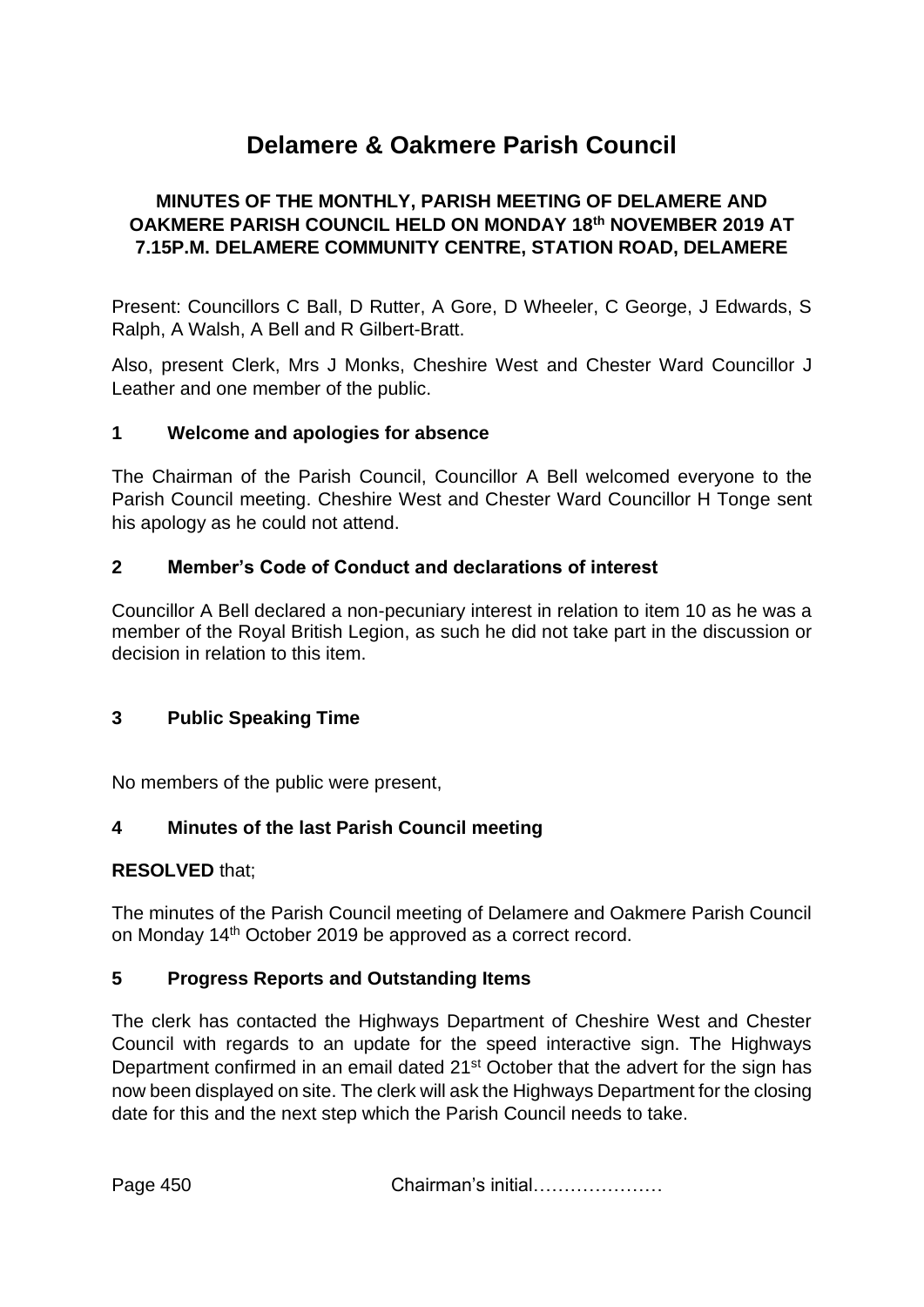# Delamere & Oakmere Parish Council

**MINUTES OF THE MONTHLY, PARISH MEETING OF DELAMERE AND OAKMERE PARISH COUNCIL HELD ON MONDAY 18th NOVEMBER 2019 AT 7.15P.M. DELAMERE COMMUNITY CENTRE, STATION ROAD, DELAMERE**

Present: Councillors C Ball, D Rutter, A Gore, D Wheeler, C George, J Edwards, S Ralph, A Walsh, A Bell and R Gilbert-Bratt.

Also, present Clerk, Mrs J Monks, Cheshire West and Chester Ward Councillor J Leather and one member of the public.

## 1 Welcome and apologies for absence

The Chairman of the Parish Council, Councillor A Bell welcomed everyone to the Parish Council meeting. Cheshire West and Chester Ward Councillor H Tonge sent his apology as he could not attend.

## 2 Member's Code of Conduct and declarations of interest

Councillor A Bell declared a non-pecuniary interest in relation to item 10 as he was a member of the Royal British Legion, as such he did not take part in the discussion or decision in relation to this item.

## 3 Public Speaking Time

No members of the public were present,

## 4 Minutes of the last Parish Council meeting

**RESOLVED** that;

The minutes of the Parish Council meeting of Delamere and Oakmere Parish Council on Monday 14th October 2019 be approved as a correct record.

## 5 Progress Reports and Outstanding Items

The clerk has contacted the Highways Department of Cheshire West and Chester Council with regards to an update for the speed interactive sign. The Highways Department confirmed in an email dated 21st October that the advert for the sign has now been displayed on site. The clerk will ask the Highways Department for the closing date for this and the next step which the Parish Council needs to take.

Page 450 Chairman's initial…………………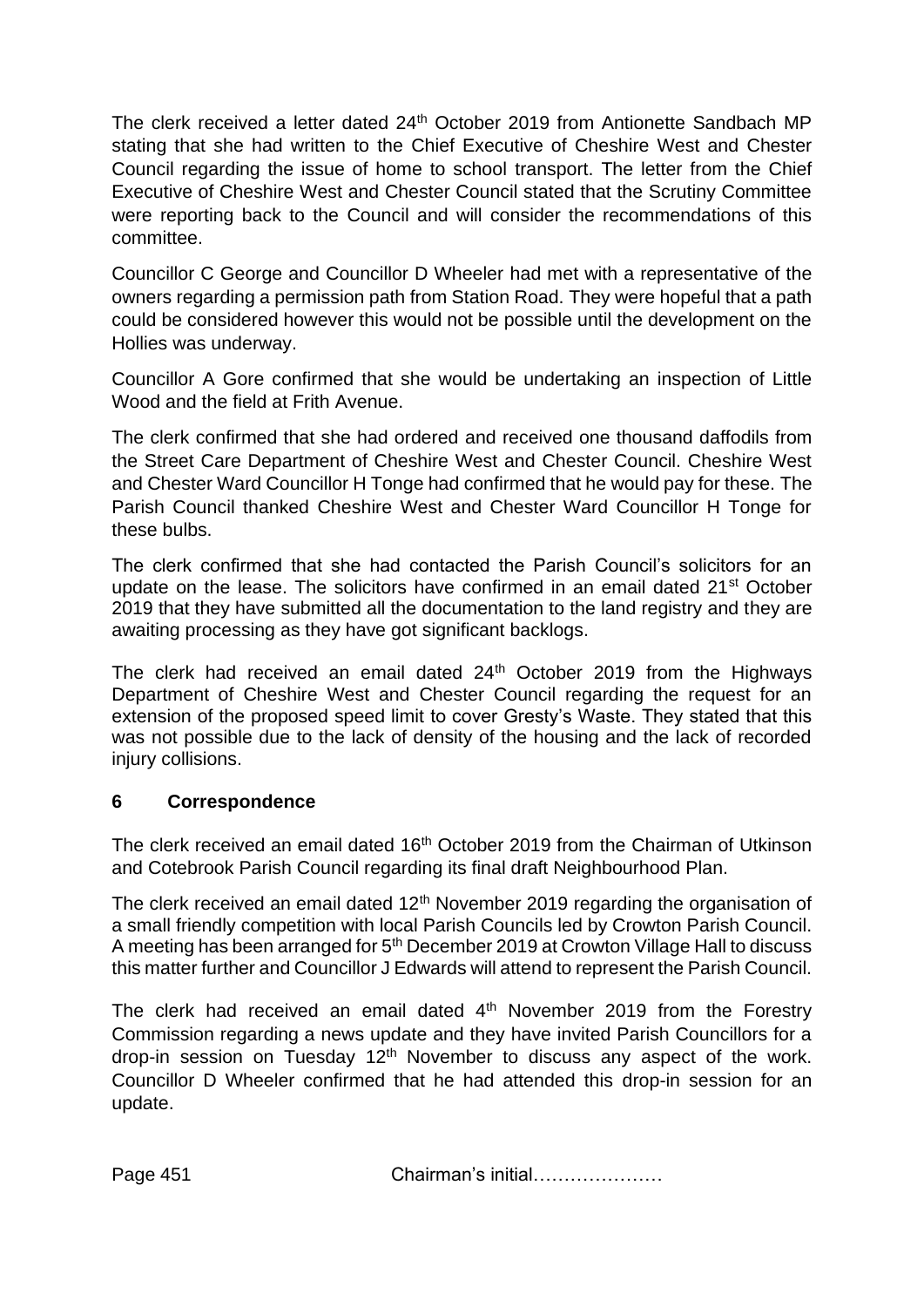The clerk received a letter dated 24th October 2019 from Antionette Sandbach MP stating that she had written to the Chief Executive of Cheshire West and Chester Council regarding the issue of home to school transport. The letter from the Chief Executive of Cheshire West and Chester Council stated that the Scrutiny Committee were reporting back to the Council and will consider the recommendations of this committee.

Councillor C George and Councillor D Wheeler had met with a representative of the owners regarding a permission path from Station Road. They were hopeful that a path could be considered however this would not be possible until the development on the Hollies was underway.

Councillor A Gore confirmed that she would be undertaking an inspection of Little Wood and the field at Frith Avenue.

The clerk confirmed that she had ordered and received one thousand daffodils from the Street Care Department of Cheshire West and Chester Council. Cheshire West and Chester Ward Councillor H Tonge had confirmed that he would pay for these. The Parish Council thanked Cheshire West and Chester Ward Councillor H Tonge for these bulbs.

The clerk confirmed that she had contacted the Parish Council's solicitors for an update on the lease. The solicitors have confirmed in an email dated 21st October 2019 that they have submitted all the documentation to the land registry and they are awaiting processing as they have got significant backlogs.

The clerk had received an email dated 24th October 2019 from the Highways Department of Cheshire West and Chester Council regarding the request for an extension of the proposed speed limit to cover Gresty's Waste. They stated that this was not possible due to the lack of density of the housing and the lack of recorded injury collisions.

## 6 Correspondence

The clerk received an email dated 16th October 2019 from the Chairman of Utkinson and Cotebrook Parish Council regarding its final draft Neighbourhood Plan.

The clerk received an email dated 12th November 2019 regarding the organisation of a small friendly competition with local Parish Councils led by Crowton Parish Council. A meeting has been arranged for 5th December 2019 at Crowton Village Hall to discuss this matter further and Councillor J Edwards will attend to represent the Parish Council.

The clerk had received an email dated 4th November 2019 from the Forestry Commission regarding a news update and they have invited Parish Councillors for a drop-in session on Tuesday 12th November to discuss any aspect of the work. Councillor D Wheeler confirmed that he had attended this drop-in session for an update.

Page 451 Chairman's initial…………………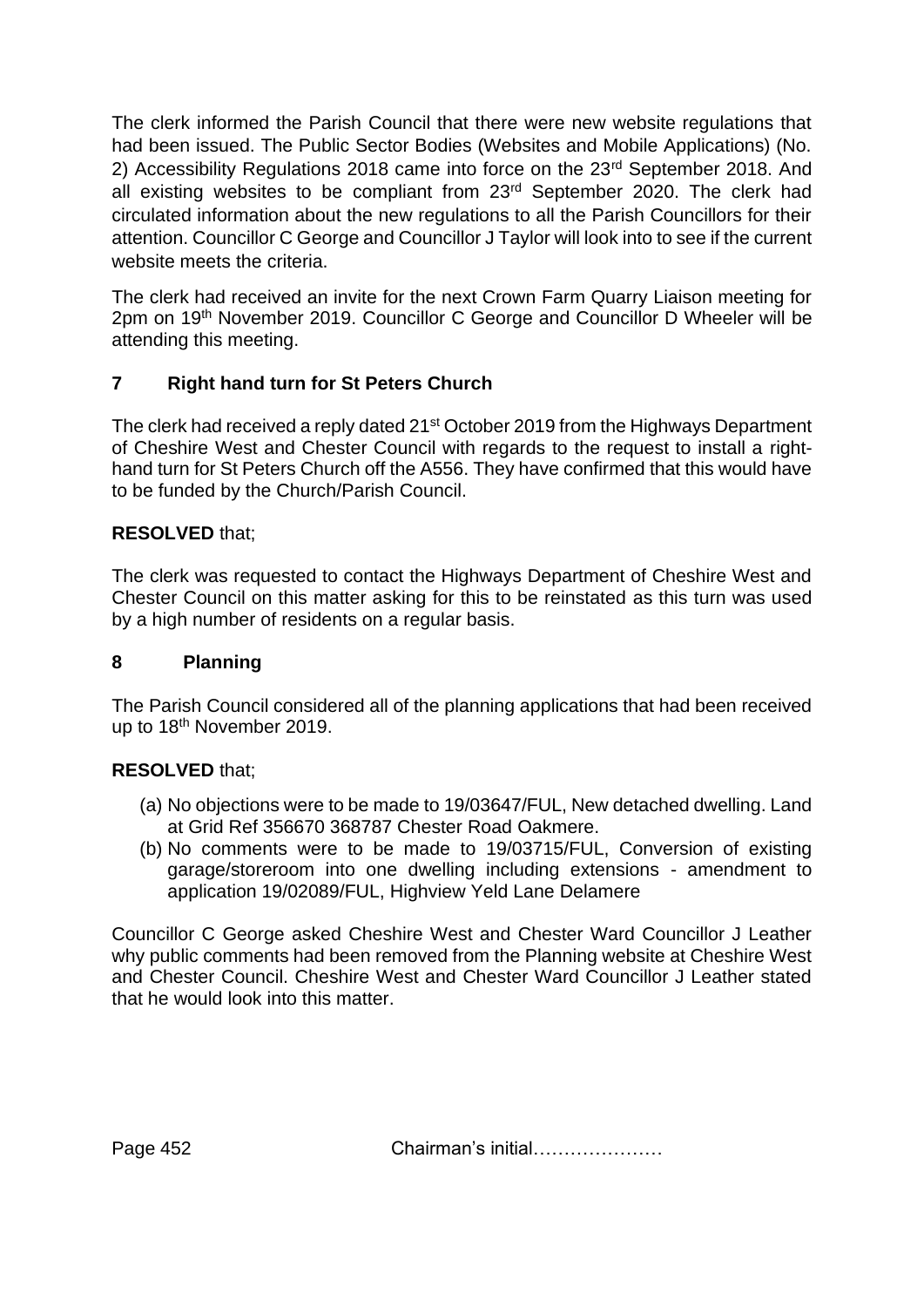The clerk informed the Parish Council that there were new website regulations that had been issued. The Public Sector Bodies (Websites and Mobile Applications) (No. 2) Accessibility Regulations 2018 came into force on the 23rd September 2018. And all existing websites to be compliant from 23rd September 2020. The clerk had circulated information about the new regulations to all the Parish Councillors for their attention. Councillor C George and Councillor J Taylor will look into to see if the current website meets the criteria.

The clerk had received an invite for the next Crown Farm Quarry Liaison meeting for 2pm on 19th November 2019. Councillor C George and Councillor D Wheeler will be attending this meeting.

## 7 Right hand turn for St Peters Church

The clerk had received a reply dated 21st October 2019 from the Highways Department of Cheshire West and Chester Council with regards to the request to install a right-hand turn for St Peters Church off the A556. They have confirmed that this would have to be funded by the Church/Parish Council.

**RESOLVED** that;

The clerk was requested to contact the Highways Department of Cheshire West and Chester Council on this matter asking for this to be reinstated as this turn was used by a high number of residents on a regular basis.

## 8 Planning

The Parish Council considered all of the planning applications that had been received up to 18th November 2019.

**RESOLVED** that;

(a) No objections were to be made to 19/03647/FUL, New detached dwelling. Land at Grid Ref 356670 368787 Chester Road Oakmere.

(b) No comments were to be made to 19/03715/FUL, Conversion of existing garage/storeroom into one dwelling including extensions - amendment to application 19/02089/FUL, Highview Yeld Lane Delamere

Councillor C George asked Cheshire West and Chester Ward Councillor J Leather why public comments had been removed from the Planning website at Cheshire West and Chester Council. Cheshire West and Chester Ward Councillor J Leather stated that he would look into this matter.

Chairman's initial…………………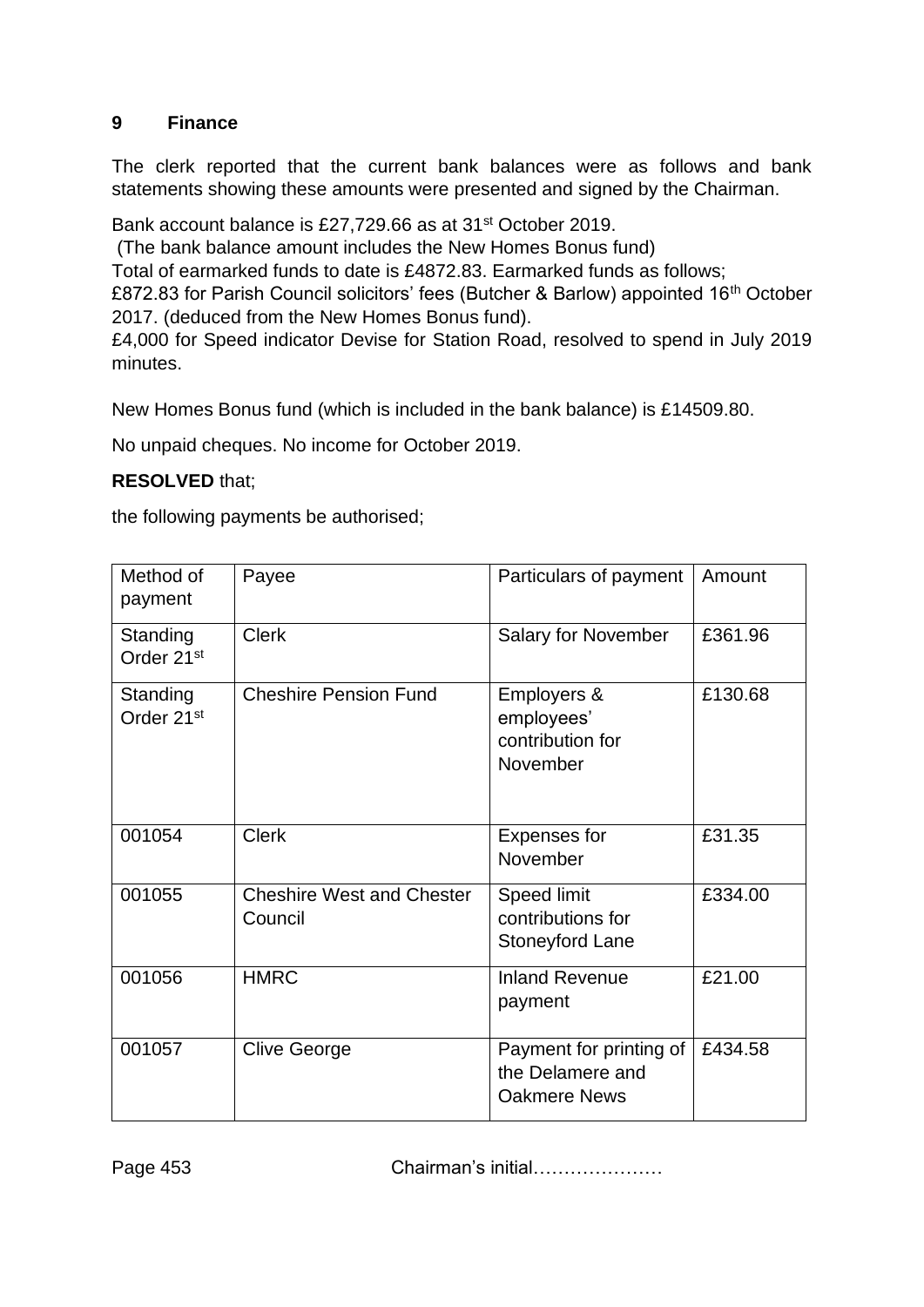## 9 Finance

The clerk reported that the current bank balances were as follows and bank statements showing these amounts were presented and signed by the Chairman.

Bank account balance is £27,729.66 as at 31st October 2019.
(The bank balance amount includes the New Homes Bonus fund)
Total of earmarked funds to date is £4872.83. Earmarked funds as follows;
£872.83 for Parish Council solicitors' fees (Butcher & Barlow) appointed 16th October 2017. (deduced from the New Homes Bonus fund).
£4,000 for Speed indicator Devise for Station Road, resolved to spend in July 2019 minutes.

New Homes Bonus fund (which is included in the bank balance) is £14509.80.

No unpaid cheques. No income for October 2019.

**RESOLVED** that;

the following payments be authorised;

| Method of payment | Payee | Particulars of payment | Amount |
|---|---|---|---|
| Standing Order 21st | Clerk | Salary for November | £361.96 |
| Standing Order 21st | Cheshire Pension Fund | Employers & employees' contribution for November | £130.68 |
| 001054 | Clerk | Expenses for November | £31.35 |
| 001055 | Cheshire West and Chester Council | Speed limit contributions for Stoneyford Lane | £334.00 |
| 001056 | HMRC | Inland Revenue payment | £21.00 |
| 001057 | Clive George | Payment for printing of the Delamere and Oakmere News | £434.58 |

Chairman's initial…………………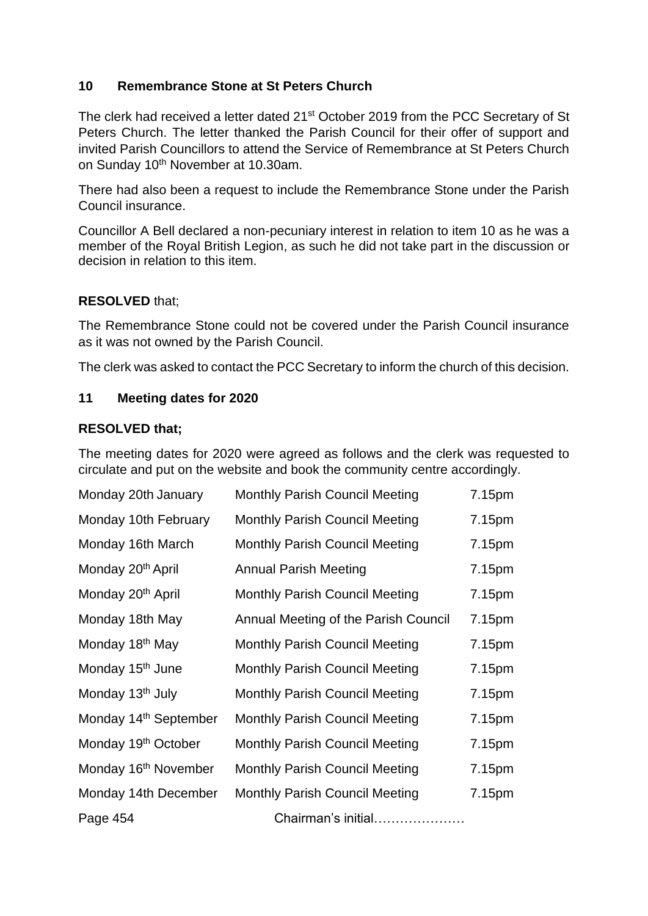## 10 Remembrance Stone at St Peters Church

The clerk had received a letter dated 21st October 2019 from the PCC Secretary of St Peters Church. The letter thanked the Parish Council for their offer of support and invited Parish Councillors to attend the Service of Remembrance at St Peters Church on Sunday 10th November at 10.30am.

There had also been a request to include the Remembrance Stone under the Parish Council insurance.

Councillor A Bell declared a non-pecuniary interest in relation to item 10 as he was a member of the Royal British Legion, as such he did not take part in the discussion or decision in relation to this item.

**RESOLVED** that;

The Remembrance Stone could not be covered under the Parish Council insurance as it was not owned by the Parish Council.

The clerk was asked to contact the PCC Secretary to inform the church of this decision.

## 11 Meeting dates for 2020

**RESOLVED that;**

The meeting dates for 2020 were agreed as follows and the clerk was requested to circulate and put on the website and book the community centre accordingly.

| | | |
|---|---|---|
| Monday 20th January | Monthly Parish Council Meeting | 7.15pm |
| Monday 10th February | Monthly Parish Council Meeting | 7.15pm |
| Monday 16th March | Monthly Parish Council Meeting | 7.15pm |
| Monday 20th April | Annual Parish Meeting | 7.15pm |
| Monday 20th April | Monthly Parish Council Meeting | 7.15pm |
| Monday 18th May | Annual Meeting of the Parish Council | 7.15pm |
| Monday 18th May | Monthly Parish Council Meeting | 7.15pm |
| Monday 15th June | Monthly Parish Council Meeting | 7.15pm |
| Monday 13th July | Monthly Parish Council Meeting | 7.15pm |
| Monday 14th September | Monthly Parish Council Meeting | 7.15pm |
| Monday 19th October | Monthly Parish Council Meeting | 7.15pm |
| Monday 16th November | Monthly Parish Council Meeting | 7.15pm |
| Monday 14th December | Monthly Parish Council Meeting | 7.15pm |

Chairman's initial…………………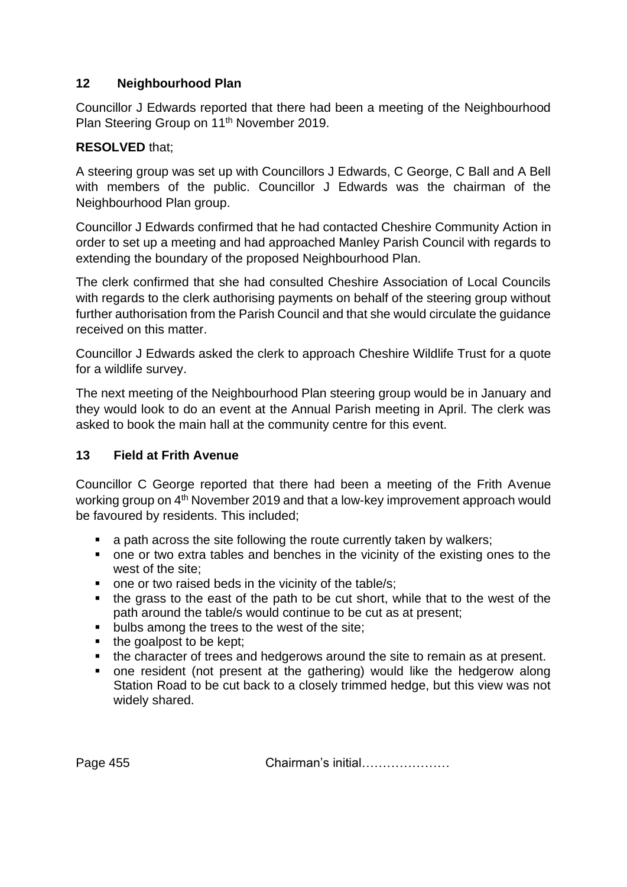## 12 Neighbourhood Plan

Councillor J Edwards reported that there had been a meeting of the Neighbourhood Plan Steering Group on 11th November 2019.

**RESOLVED** that;

A steering group was set up with Councillors J Edwards, C George, C Ball and A Bell with members of the public. Councillor J Edwards was the chairman of the Neighbourhood Plan group.

Councillor J Edwards confirmed that he had contacted Cheshire Community Action in order to set up a meeting and had approached Manley Parish Council with regards to extending the boundary of the proposed Neighbourhood Plan.

The clerk confirmed that she had consulted Cheshire Association of Local Councils with regards to the clerk authorising payments on behalf of the steering group without further authorisation from the Parish Council and that she would circulate the guidance received on this matter.

Councillor J Edwards asked the clerk to approach Cheshire Wildlife Trust for a quote for a wildlife survey.

The next meeting of the Neighbourhood Plan steering group would be in January and they would look to do an event at the Annual Parish meeting in April. The clerk was asked to book the main hall at the community centre for this event.

## 13 Field at Frith Avenue

Councillor C George reported that there had been a meeting of the Frith Avenue working group on 4th November 2019 and that a low-key improvement approach would be favoured by residents. This included;

- a path across the site following the route currently taken by walkers;
- one or two extra tables and benches in the vicinity of the existing ones to the west of the site;
- one or two raised beds in the vicinity of the table/s;
- the grass to the east of the path to be cut short, while that to the west of the path around the table/s would continue to be cut as at present;
- bulbs among the trees to the west of the site;
- the goalpost to be kept;
- the character of trees and hedgerows around the site to remain as at present.
- one resident (not present at the gathering) would like the hedgerow along Station Road to be cut back to a closely trimmed hedge, but this view was not widely shared.

Page 455 Chairman's initial…………………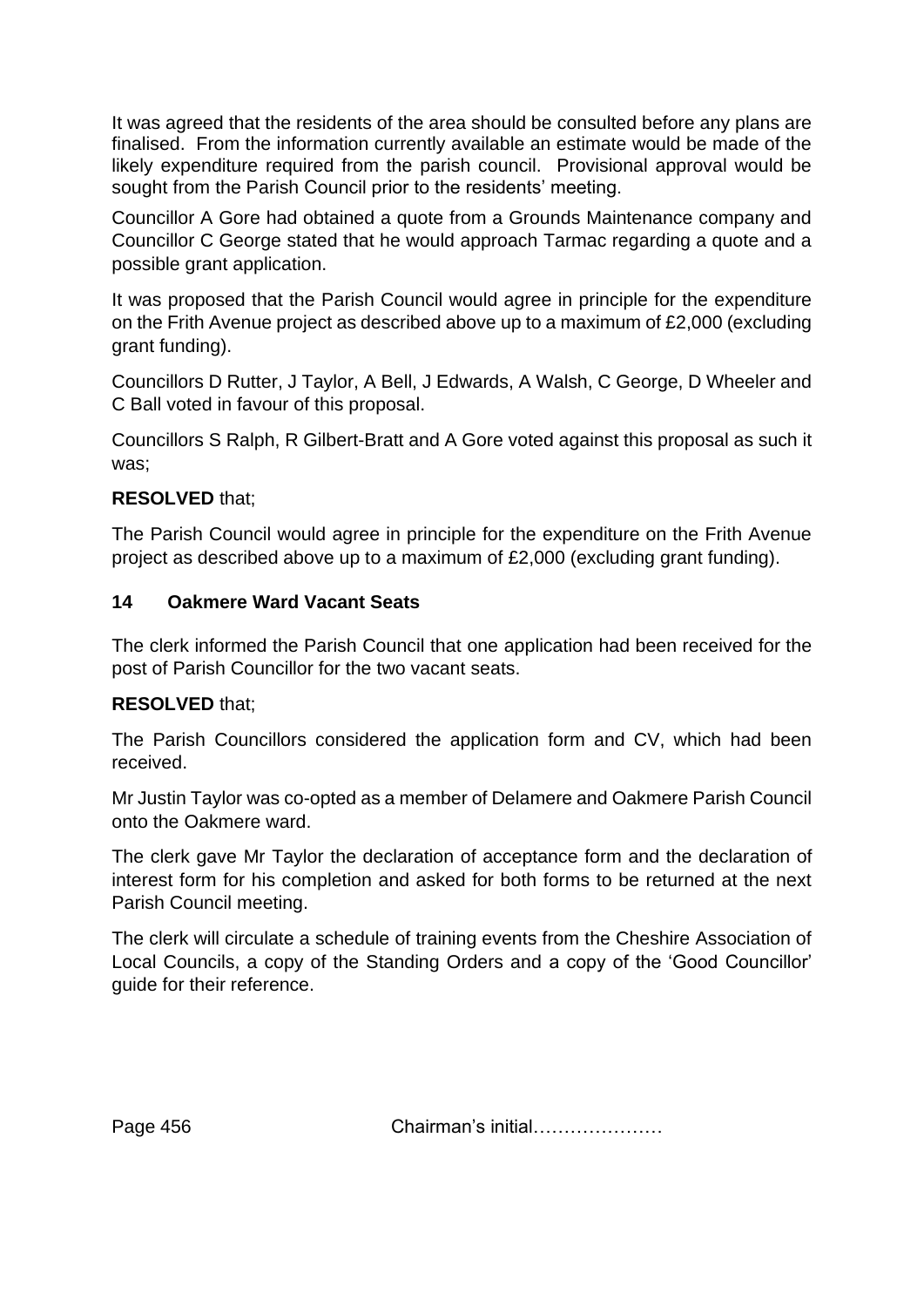It was agreed that the residents of the area should be consulted before any plans are finalised. From the information currently available an estimate would be made of the likely expenditure required from the parish council. Provisional approval would be sought from the Parish Council prior to the residents' meeting.

Councillor A Gore had obtained a quote from a Grounds Maintenance company and Councillor C George stated that he would approach Tarmac regarding a quote and a possible grant application.

It was proposed that the Parish Council would agree in principle for the expenditure on the Frith Avenue project as described above up to a maximum of £2,000 (excluding grant funding).

Councillors D Rutter, J Taylor, A Bell, J Edwards, A Walsh, C George, D Wheeler and C Ball voted in favour of this proposal.

Councillors S Ralph, R Gilbert-Bratt and A Gore voted against this proposal as such it was;

**RESOLVED** that;

The Parish Council would agree in principle for the expenditure on the Frith Avenue project as described above up to a maximum of £2,000 (excluding grant funding).

### 14 Oakmere Ward Vacant Seats

The clerk informed the Parish Council that one application had been received for the post of Parish Councillor for the two vacant seats.

**RESOLVED** that;

The Parish Councillors considered the application form and CV, which had been received.

Mr Justin Taylor was co-opted as a member of Delamere and Oakmere Parish Council onto the Oakmere ward.

The clerk gave Mr Taylor the declaration of acceptance form and the declaration of interest form for his completion and asked for both forms to be returned at the next Parish Council meeting.

The clerk will circulate a schedule of training events from the Cheshire Association of Local Councils, a copy of the Standing Orders and a copy of the 'Good Councillor' guide for their reference.

Chairman's initial…………………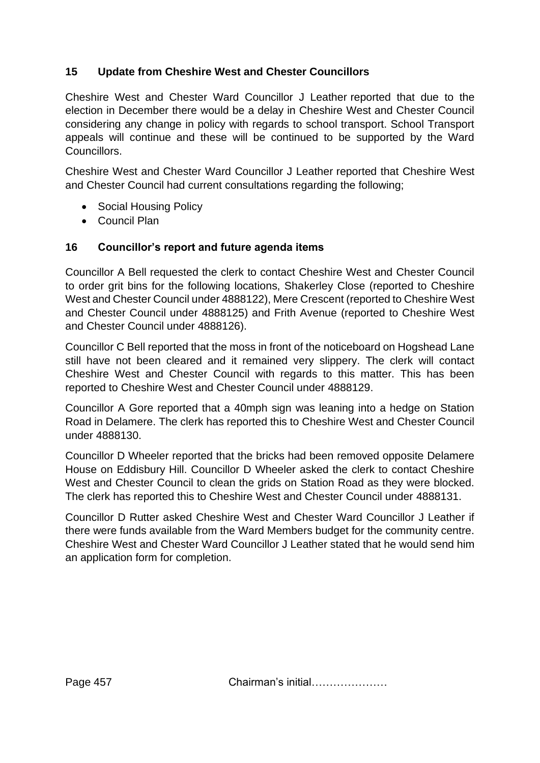## 15 Update from Cheshire West and Chester Councillors

Cheshire West and Chester Ward Councillor J Leather reported that due to the election in December there would be a delay in Cheshire West and Chester Council considering any change in policy with regards to school transport. School Transport appeals will continue and these will be continued to be supported by the Ward Councillors.

Cheshire West and Chester Ward Councillor J Leather reported that Cheshire West and Chester Council had current consultations regarding the following;

- Social Housing Policy
- Council Plan

## 16 Councillor's report and future agenda items

Councillor A Bell requested the clerk to contact Cheshire West and Chester Council to order grit bins for the following locations, Shakerley Close (reported to Cheshire West and Chester Council under 4888122), Mere Crescent (reported to Cheshire West and Chester Council under 4888125) and Frith Avenue (reported to Cheshire West and Chester Council under 4888126).

Councillor C Bell reported that the moss in front of the noticeboard on Hogshead Lane still have not been cleared and it remained very slippery. The clerk will contact Cheshire West and Chester Council with regards to this matter. This has been reported to Cheshire West and Chester Council under 4888129.

Councillor A Gore reported that a 40mph sign was leaning into a hedge on Station Road in Delamere. The clerk has reported this to Cheshire West and Chester Council under 4888130.

Councillor D Wheeler reported that the bricks had been removed opposite Delamere House on Eddisbury Hill. Councillor D Wheeler asked the clerk to contact Cheshire West and Chester Council to clean the grids on Station Road as they were blocked. The clerk has reported this to Cheshire West and Chester Council under 4888131.

Councillor D Rutter asked Cheshire West and Chester Ward Councillor J Leather if there were funds available from the Ward Members budget for the community centre. Cheshire West and Chester Ward Councillor J Leather stated that he would send him an application form for completion.

Page 457 Chairman's initial…………………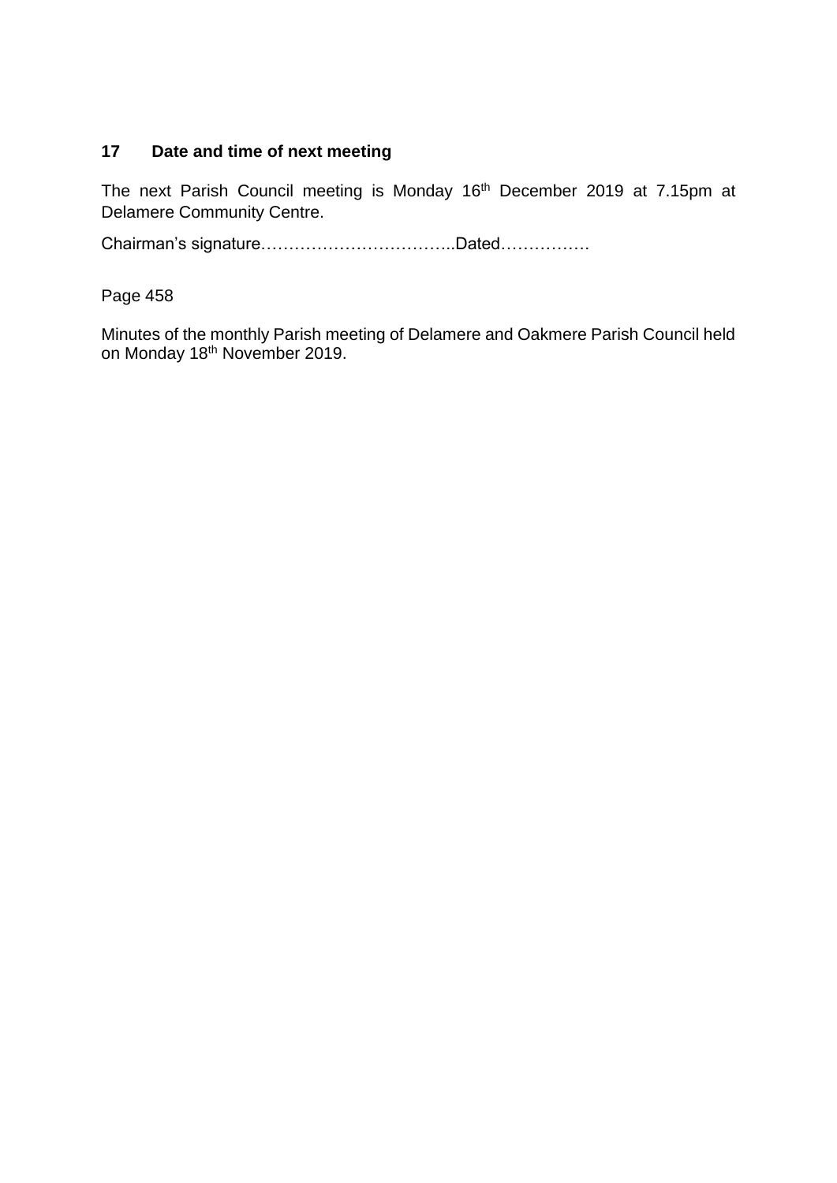## 17 Date and time of next meeting

The next Parish Council meeting is Monday 16th December 2019 at 7.15pm at Delamere Community Centre.

Chairman's signature……………………………..Dated…………….

Minutes of the monthly Parish meeting of Delamere and Oakmere Parish Council held on Monday 18th November 2019.